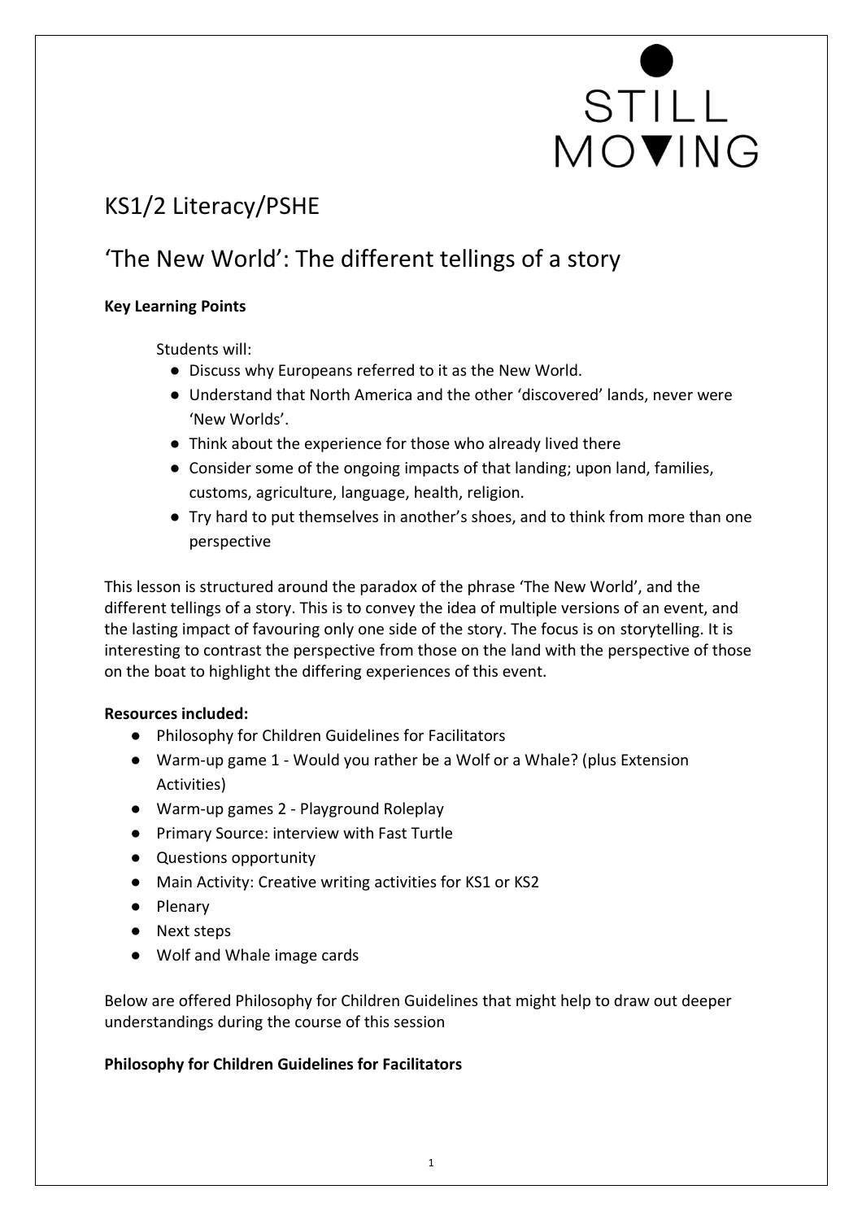STILL MOVING

# KS1/2 Literacy/PSHE

## 'The New World': The different tellings of a story

**Key Learning Points**

Students will:

- Discuss why Europeans referred to it as the New World.
- Understand that North America and the other 'discovered' lands, never were 'New Worlds'.
- Think about the experience for those who already lived there
- Consider some of the ongoing impacts of that landing; upon land, families, customs, agriculture, language, health, religion.
- Try hard to put themselves in another's shoes, and to think from more than one perspective

This lesson is structured around the paradox of the phrase 'The New World', and the different tellings of a story. This is to convey the idea of multiple versions of an event, and the lasting impact of favouring only one side of the story. The focus is on storytelling. It is interesting to contrast the perspective from those on the land with the perspective of those on the boat to highlight the differing experiences of this event.

**Resources included:**

- Philosophy for Children Guidelines for Facilitators
- Warm-up game 1 - Would you rather be a Wolf or a Whale? (plus Extension Activities)
- Warm-up games 2 - Playground Roleplay
- Primary Source: interview with Fast Turtle
- Questions opportunity
- Main Activity: Creative writing activities for KS1 or KS2
- Plenary
- Next steps
- Wolf and Whale image cards

Below are offered Philosophy for Children Guidelines that might help to draw out deeper understandings during the course of this session

**Philosophy for Children Guidelines for Facilitators**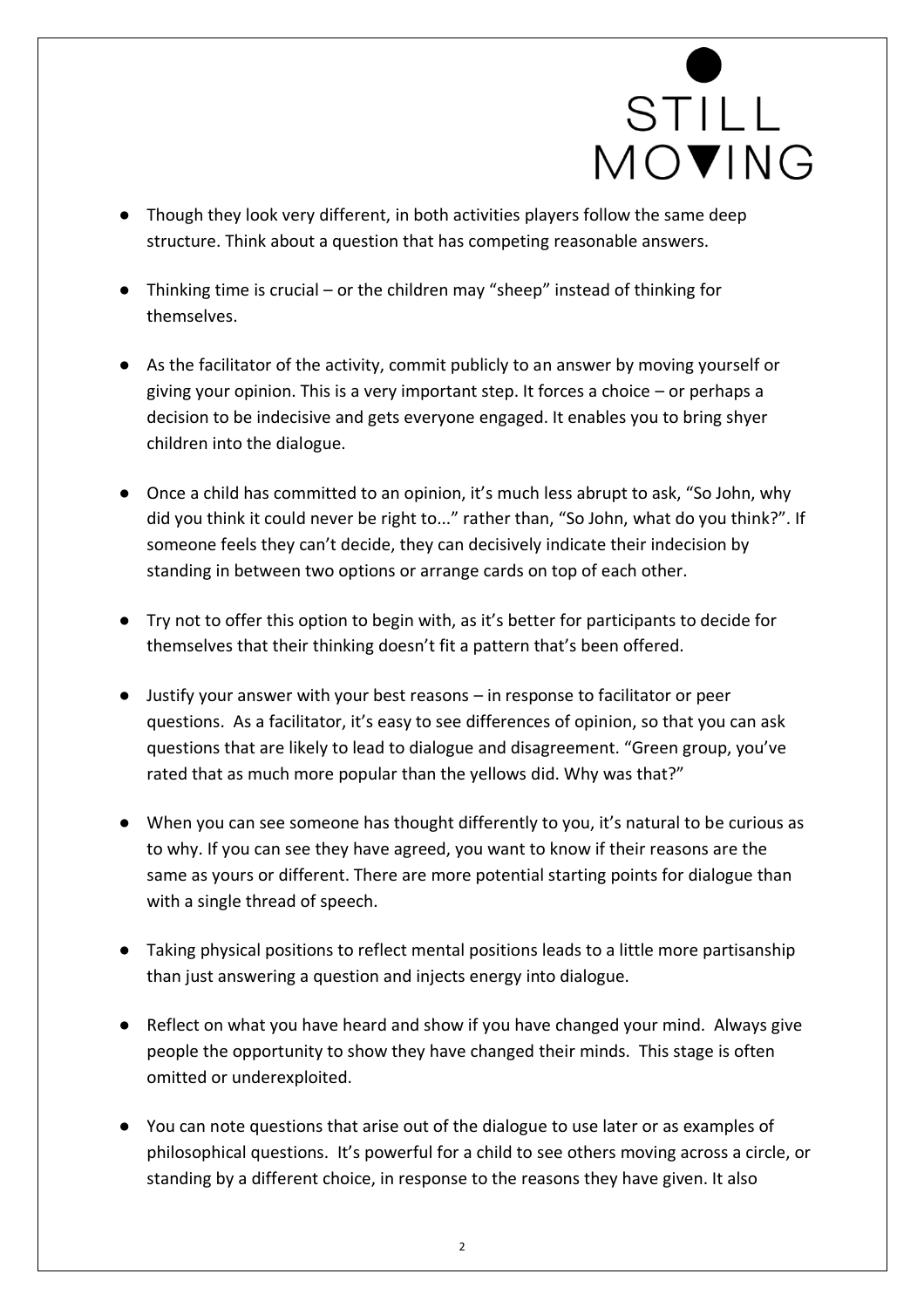- Though they look very different, in both activities players follow the same deep structure. Think about a question that has competing reasonable answers.

- Thinking time is crucial – or the children may "sheep" instead of thinking for themselves.

- As the facilitator of the activity, commit publicly to an answer by moving yourself or giving your opinion. This is a very important step. It forces a choice – or perhaps a decision to be indecisive and gets everyone engaged. It enables you to bring shyer children into the dialogue.

- Once a child has committed to an opinion, it's much less abrupt to ask, "So John, why did you think it could never be right to..." rather than, "So John, what do you think?". If someone feels they can't decide, they can decisively indicate their indecision by standing in between two options or arrange cards on top of each other.

- Try not to offer this option to begin with, as it's better for participants to decide for themselves that their thinking doesn't fit a pattern that's been offered.

- Justify your answer with your best reasons – in response to facilitator or peer questions. As a facilitator, it's easy to see differences of opinion, so that you can ask questions that are likely to lead to dialogue and disagreement. "Green group, you've rated that as much more popular than the yellows did. Why was that?"

- When you can see someone has thought differently to you, it's natural to be curious as to why. If you can see they have agreed, you want to know if their reasons are the same as yours or different. There are more potential starting points for dialogue than with a single thread of speech.

- Taking physical positions to reflect mental positions leads to a little more partisanship than just answering a question and injects energy into dialogue.

- Reflect on what you have heard and show if you have changed your mind. Always give people the opportunity to show they have changed their minds. This stage is often omitted or underexploited.

- You can note questions that arise out of the dialogue to use later or as examples of philosophical questions. It's powerful for a child to see others moving across a circle, or standing by a different choice, in response to the reasons they have given. It also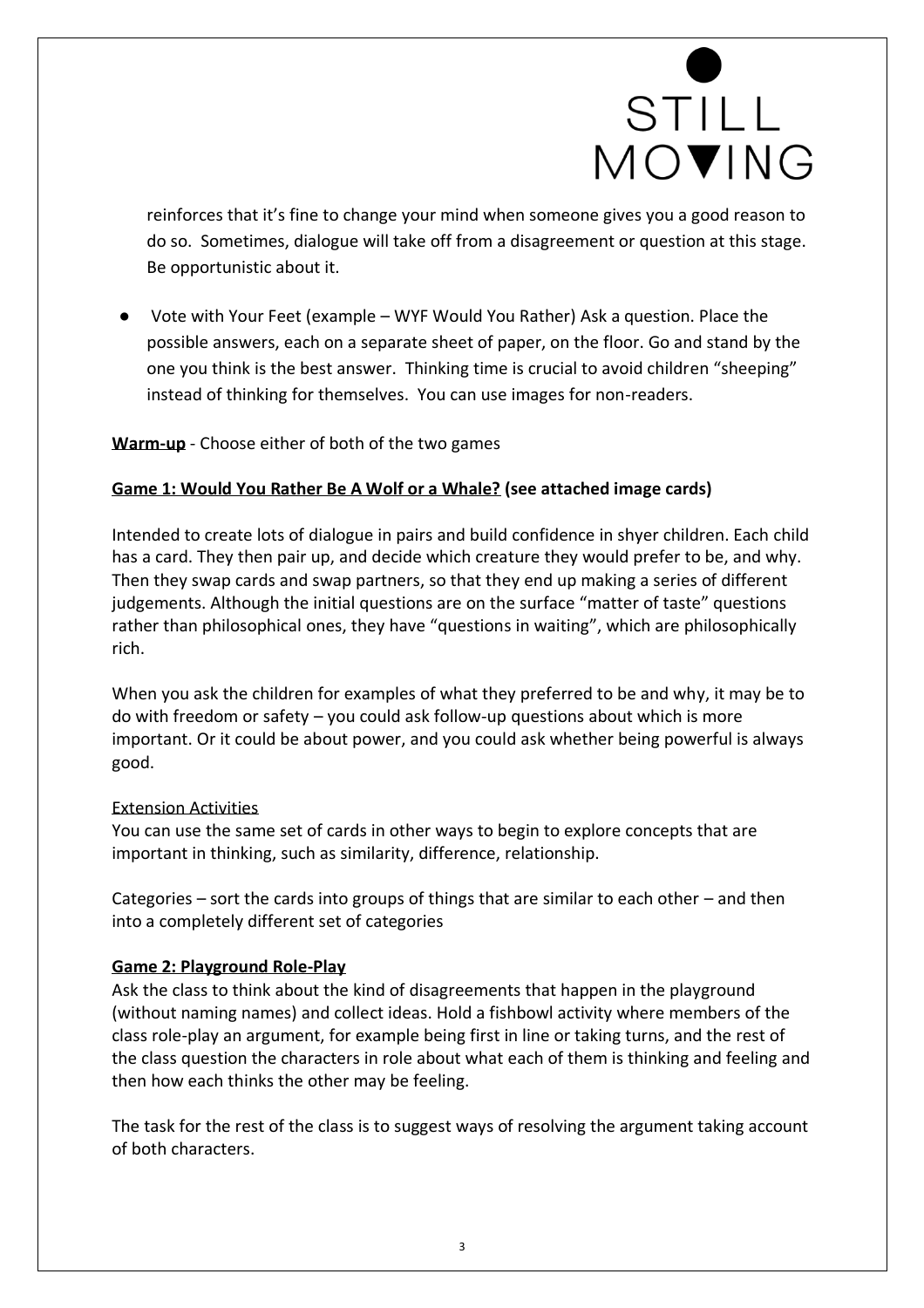reinforces that it's fine to change your mind when someone gives you a good reason to do so. Sometimes, dialogue will take off from a disagreement or question at this stage. Be opportunistic about it.

- Vote with Your Feet (example – WYF Would You Rather) Ask a question. Place the possible answers, each on a separate sheet of paper, on the floor. Go and stand by the one you think is the best answer. Thinking time is crucial to avoid children "sheeping" instead of thinking for themselves. You can use images for non-readers.

**Warm-up** - Choose either of both of the two games

**Game 1: Would You Rather Be A Wolf or a Whale? (see attached image cards)**

Intended to create lots of dialogue in pairs and build confidence in shyer children. Each child has a card. They then pair up, and decide which creature they would prefer to be, and why. Then they swap cards and swap partners, so that they end up making a series of different judgements. Although the initial questions are on the surface "matter of taste" questions rather than philosophical ones, they have "questions in waiting", which are philosophically rich.

When you ask the children for examples of what they preferred to be and why, it may be to do with freedom or safety – you could ask follow-up questions about which is more important. Or it could be about power, and you could ask whether being powerful is always good.

Extension Activities
You can use the same set of cards in other ways to begin to explore concepts that are important in thinking, such as similarity, difference, relationship.

Categories – sort the cards into groups of things that are similar to each other – and then into a completely different set of categories

**Game 2: Playground Role-Play**
Ask the class to think about the kind of disagreements that happen in the playground (without naming names) and collect ideas. Hold a fishbowl activity where members of the class role-play an argument, for example being first in line or taking turns, and the rest of the class question the characters in role about what each of them is thinking and feeling and then how each thinks the other may be feeling.

The task for the rest of the class is to suggest ways of resolving the argument taking account of both characters.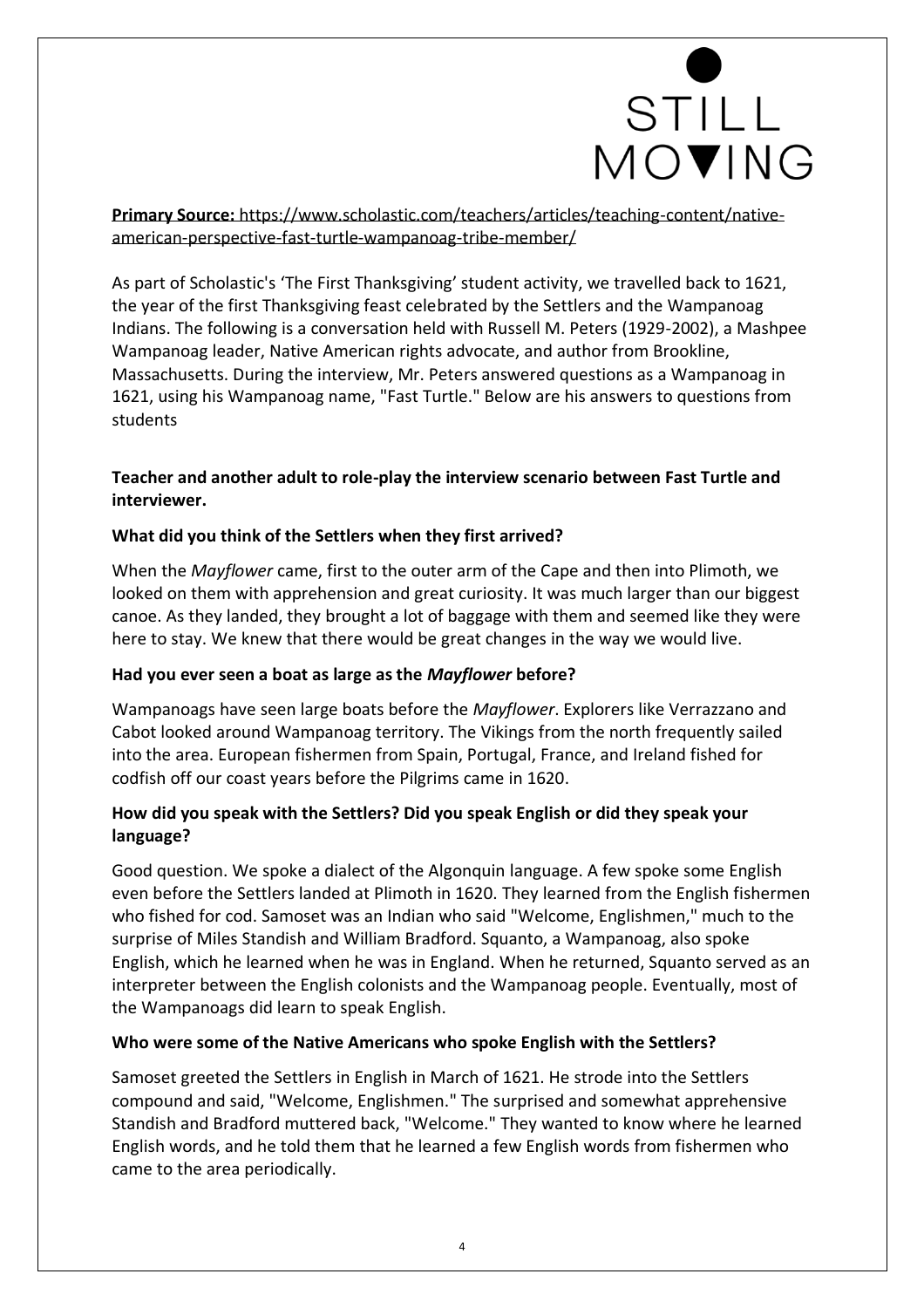**Primary Source:** https://www.scholastic.com/teachers/articles/teaching-content/native-american-perspective-fast-turtle-wampanoag-tribe-member/

As part of Scholastic's 'The First Thanksgiving' student activity, we travelled back to 1621, the year of the first Thanksgiving feast celebrated by the Settlers and the Wampanoag Indians. The following is a conversation held with Russell M. Peters (1929-2002), a Mashpee Wampanoag leader, Native American rights advocate, and author from Brookline, Massachusetts. During the interview, Mr. Peters answered questions as a Wampanoag in 1621, using his Wampanoag name, "Fast Turtle." Below are his answers to questions from students

**Teacher and another adult to role-play the interview scenario between Fast Turtle and interviewer.**

**What did you think of the Settlers when they first arrived?**

When the *Mayflower* came, first to the outer arm of the Cape and then into Plimoth, we looked on them with apprehension and great curiosity. It was much larger than our biggest canoe. As they landed, they brought a lot of baggage with them and seemed like they were here to stay. We knew that there would be great changes in the way we would live.

**Had you ever seen a boat as large as the *Mayflower* before?**

Wampanoags have seen large boats before the *Mayflower*. Explorers like Verrazzano and Cabot looked around Wampanoag territory. The Vikings from the north frequently sailed into the area. European fishermen from Spain, Portugal, France, and Ireland fished for codfish off our coast years before the Pilgrims came in 1620.

**How did you speak with the Settlers? Did you speak English or did they speak your language?**

Good question. We spoke a dialect of the Algonquin language. A few spoke some English even before the Settlers landed at Plimoth in 1620. They learned from the English fishermen who fished for cod. Samoset was an Indian who said "Welcome, Englishmen," much to the surprise of Miles Standish and William Bradford. Squanto, a Wampanoag, also spoke English, which he learned when he was in England. When he returned, Squanto served as an interpreter between the English colonists and the Wampanoag people. Eventually, most of the Wampanoags did learn to speak English.

**Who were some of the Native Americans who spoke English with the Settlers?**

Samoset greeted the Settlers in English in March of 1621. He strode into the Settlers compound and said, "Welcome, Englishmen." The surprised and somewhat apprehensive Standish and Bradford muttered back, "Welcome." They wanted to know where he learned English words, and he told them that he learned a few English words from fishermen who came to the area periodically.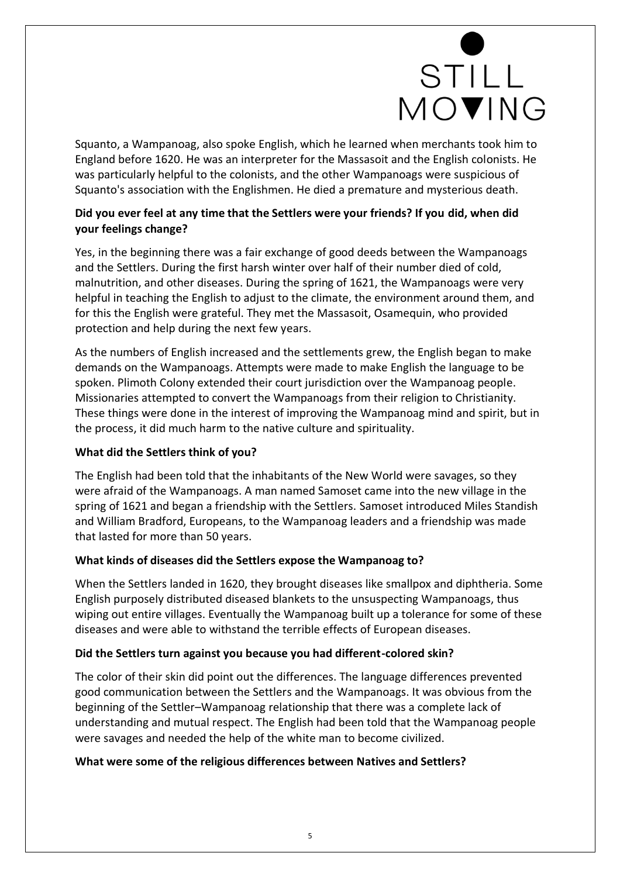Squanto, a Wampanoag, also spoke English, which he learned when merchants took him to England before 1620. He was an interpreter for the Massasoit and the English colonists. He was particularly helpful to the colonists, and the other Wampanoags were suspicious of Squanto's association with the Englishmen. He died a premature and mysterious death.

**Did you ever feel at any time that the Settlers were your friends? If you did, when did your feelings change?**

Yes, in the beginning there was a fair exchange of good deeds between the Wampanoags and the Settlers. During the first harsh winter over half of their number died of cold, malnutrition, and other diseases. During the spring of 1621, the Wampanoags were very helpful in teaching the English to adjust to the climate, the environment around them, and for this the English were grateful. They met the Massasoit, Osamequin, who provided protection and help during the next few years.

As the numbers of English increased and the settlements grew, the English began to make demands on the Wampanoags. Attempts were made to make English the language to be spoken. Plimoth Colony extended their court jurisdiction over the Wampanoag people. Missionaries attempted to convert the Wampanoags from their religion to Christianity. These things were done in the interest of improving the Wampanoag mind and spirit, but in the process, it did much harm to the native culture and spirituality.

**What did the Settlers think of you?**

The English had been told that the inhabitants of the New World were savages, so they were afraid of the Wampanoags. A man named Samoset came into the new village in the spring of 1621 and began a friendship with the Settlers. Samoset introduced Miles Standish and William Bradford, Europeans, to the Wampanoag leaders and a friendship was made that lasted for more than 50 years.

**What kinds of diseases did the Settlers expose the Wampanoag to?**

When the Settlers landed in 1620, they brought diseases like smallpox and diphtheria. Some English purposely distributed diseased blankets to the unsuspecting Wampanoags, thus wiping out entire villages. Eventually the Wampanoag built up a tolerance for some of these diseases and were able to withstand the terrible effects of European diseases.

**Did the Settlers turn against you because you had different-colored skin?**

The color of their skin did point out the differences. The language differences prevented good communication between the Settlers and the Wampanoags. It was obvious from the beginning of the Settler–Wampanoag relationship that there was a complete lack of understanding and mutual respect. The English had been told that the Wampanoag people were savages and needed the help of the white man to become civilized.

**What were some of the religious differences between Natives and Settlers?**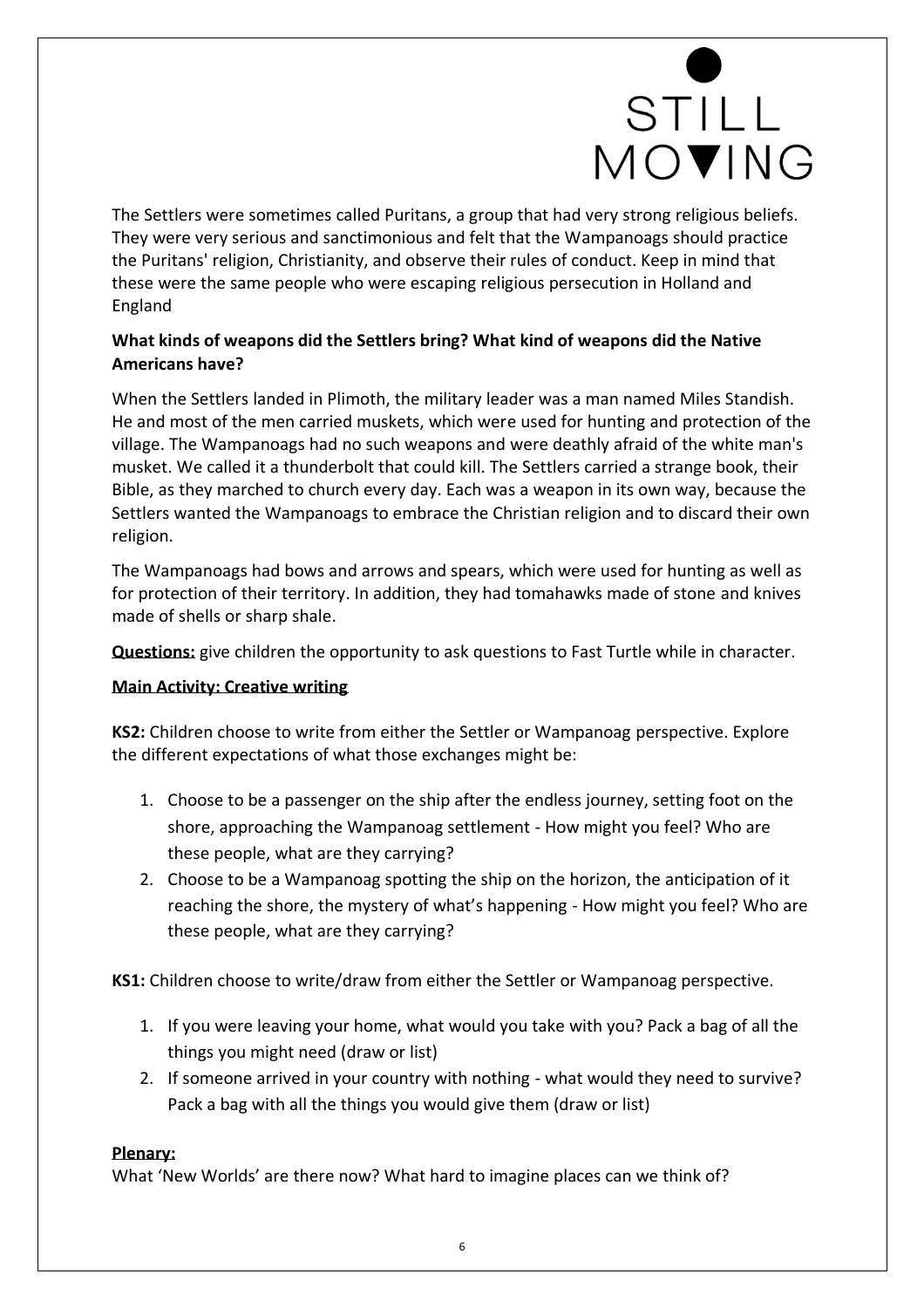The Settlers were sometimes called Puritans, a group that had very strong religious beliefs. They were very serious and sanctimonious and felt that the Wampanoags should practice the Puritans' religion, Christianity, and observe their rules of conduct. Keep in mind that these were the same people who were escaping religious persecution in Holland and England

**What kinds of weapons did the Settlers bring? What kind of weapons did the Native Americans have?**

When the Settlers landed in Plimoth, the military leader was a man named Miles Standish. He and most of the men carried muskets, which were used for hunting and protection of the village. The Wampanoags had no such weapons and were deathly afraid of the white man's musket. We called it a thunderbolt that could kill. The Settlers carried a strange book, their Bible, as they marched to church every day. Each was a weapon in its own way, because the Settlers wanted the Wampanoags to embrace the Christian religion and to discard their own religion.

The Wampanoags had bows and arrows and spears, which were used for hunting as well as for protection of their territory. In addition, they had tomahawks made of stone and knives made of shells or sharp shale.

**Questions:** give children the opportunity to ask questions to Fast Turtle while in character.

**Main Activity: Creative writing**

**KS2:** Children choose to write from either the Settler or Wampanoag perspective. Explore the different expectations of what those exchanges might be:

1. Choose to be a passenger on the ship after the endless journey, setting foot on the shore, approaching the Wampanoag settlement - How might you feel? Who are these people, what are they carrying?
2. Choose to be a Wampanoag spotting the ship on the horizon, the anticipation of it reaching the shore, the mystery of what's happening - How might you feel? Who are these people, what are they carrying?

**KS1:** Children choose to write/draw from either the Settler or Wampanoag perspective.

1. If you were leaving your home, what would you take with you? Pack a bag of all the things you might need (draw or list)
2. If someone arrived in your country with nothing - what would they need to survive? Pack a bag with all the things you would give them (draw or list)

**Plenary:**

What 'New Worlds' are there now? What hard to imagine places can we think of?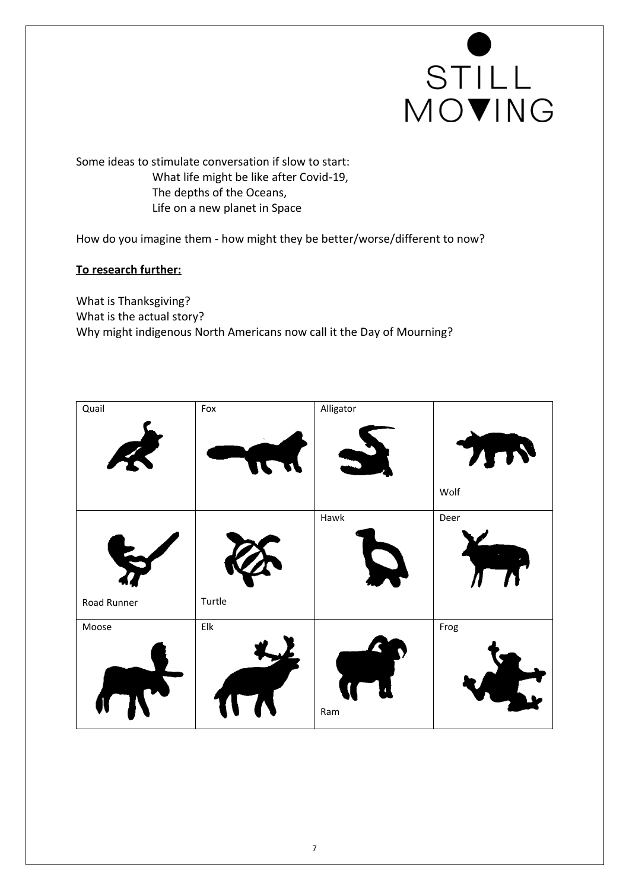Some ideas to stimulate conversation if slow to start:

- What life might be like after Covid-19,
- The depths of the Oceans,
- Life on a new planet in Space

How do you imagine them - how might they be better/worse/different to now?

**To research further:**

What is Thanksgiving?
What is the actual story?
Why might indigenous North Americans now call it the Day of Mourning?

| Quail | Fox | Alligator | Wolf |
|---|---|---|---|
| Road Runner | Turtle | Hawk | Deer |
| Moose | Elk | Ram | Frog |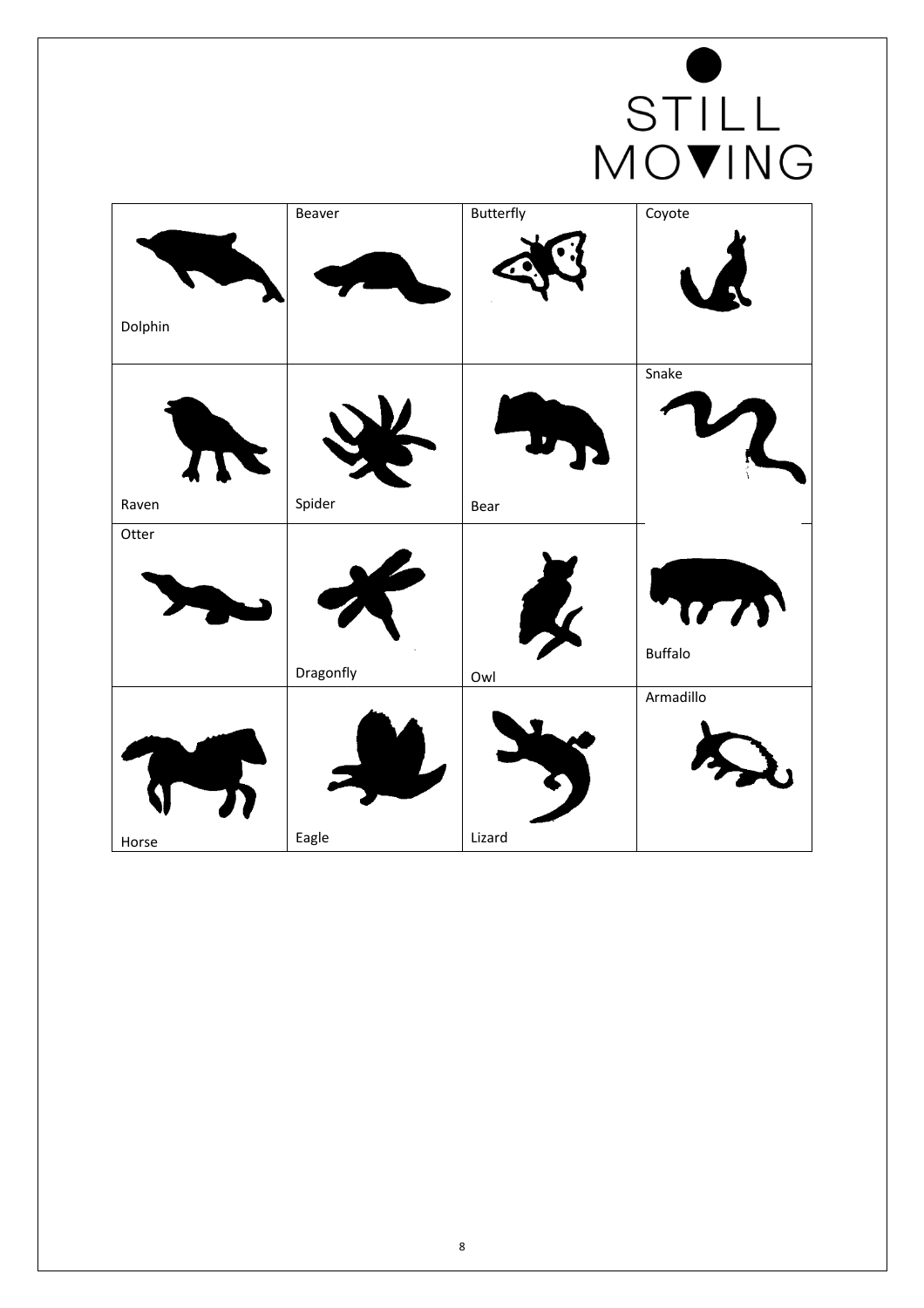| | | | |
|---|---|---|---|
| Dolphin | Beaver | Butterfly | Coyote |
| Raven | Spider | Bear | Snake |
| Otter | Dragonfly | Owl | Buffalo |
| Horse | Eagle | Lizard | Armadillo |